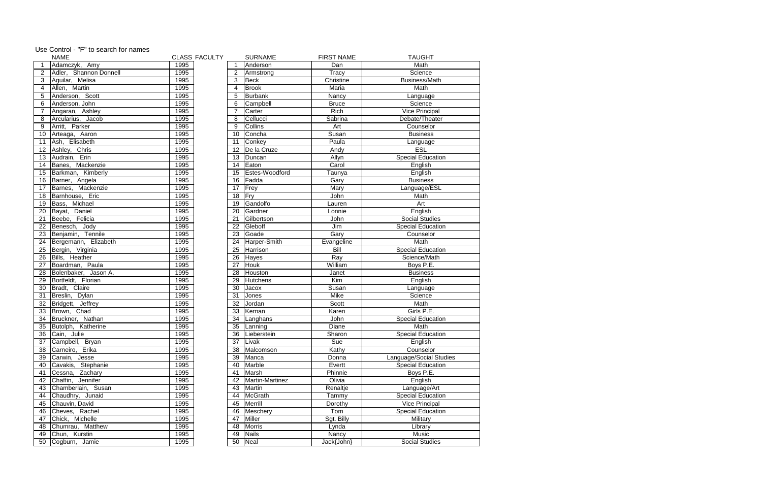Use Control - "F" to search for names

| | NAME | CLASS | FACULTY | | SURNAME | FIRST NAME | TAUGHT |
|---|---|---|---|---|---|---|---|
| 1 | Adamczyk, Amy | 1995 | | 1 | Anderson | Dan | Math |
| 2 | Adler, Shannon Donnell | 1995 | | 2 | Armstrong | Tracy | Science |
| 3 | Aguilar, Melisa | 1995 | | 3 | Beck | Christine | Business/Math |
| 4 | Allen, Martin | 1995 | | 4 | Brook | Maria | Math |
| 5 | Anderson, Scott | 1995 | | 5 | Burbank | Nancy | Language |
| 6 | Anderson, John | 1995 | | 6 | Campbell | Bruce | Science |
| 7 | Angaran, Ashley | 1995 | | 7 | Carter | Rich | Vice Principal |
| 8 | Arcularius, Jacob | 1995 | | 8 | Cellucci | Sabrina | Debate/Theater |
| 9 | Arritt, Parker | 1995 | | 9 | Collins | Art | Counselor |
| 10 | Arteaga, Aaron | 1995 | | 10 | Concha | Susan | Business |
| 11 | Ash, Elisabeth | 1995 | | 11 | Conkey | Paula | Language |
| 12 | Ashley, Chris | 1995 | | 12 | De la Cruze | Andy | ESL |
| 13 | Audrain, Erin | 1995 | | 13 | Duncan | Allyn | Special Education |
| 14 | Banes, Mackenzie | 1995 | | 14 | Eaton | Carol | English |
| 15 | Barkman, Kimberly | 1995 | | 15 | Estes-Woodford | Taunya | English |
| 16 | Barner, Angela | 1995 | | 16 | Fadda | Gary | Business |
| 17 | Barnes, Mackenzie | 1995 | | 17 | Frey | Mary | Language/ESL |
| 18 | Barnhouse, Eric | 1995 | | 18 | Fry | John | Math |
| 19 | Bass, Michael | 1995 | | 19 | Gandolfo | Lauren | Art |
| 20 | Bayat, Daniel | 1995 | | 20 | Gardner | Lonnie | English |
| 21 | Beebe, Felicia | 1995 | | 21 | Gilbertson | John | Social Studies |
| 22 | Benesch, Jody | 1995 | | 22 | Gleboff | Jim | Special Education |
| 23 | Benjamin, Tennile | 1995 | | 23 | Goade | Gary | Counselor |
| 24 | Bergemann, Elizabeth | 1995 | | 24 | Harper-Smith | Evangeline | Math |
| 25 | Bergin, Virginia | 1995 | | 25 | Harrison | Bill | Special Education |
| 26 | Bills, Heather | 1995 | | 26 | Hayes | Ray | Science/Math |
| 27 | Boardman, Paula | 1995 | | 27 | Houk | William | Boys P.E. |
| 28 | Bolenbaker, Jason A. | 1995 | | 28 | Houston | Janet | Business |
| 29 | Bortfeldt, Florian | 1995 | | 29 | Hutchens | Kim | English |
| 30 | Bradt, Claire | 1995 | | 30 | Jacox | Susan | Language |
| 31 | Breslin, Dylan | 1995 | | 31 | Jones | Mike | Science |
| 32 | Bridgett, Jeffrey | 1995 | | 32 | Jordan | Scott | Math |
| 33 | Brown, Chad | 1995 | | 33 | Kernan | Karen | Girls P.E. |
| 34 | Bruckner, Nathan | 1995 | | 34 | Langhans | John | Special Education |
| 35 | Butolph, Katherine | 1995 | | 35 | Lanning | Diane | Math |
| 36 | Cain, Julie | 1995 | | 36 | Lieberstein | Sharon | Special Education |
| 37 | Campbell, Bryan | 1995 | | 37 | Livak | Sue | English |
| 38 | Carneiro, Erika | 1995 | | 38 | Malcomson | Kathy | Counselor |
| 39 | Carwin, Jesse | 1995 | | 39 | Manca | Donna | Language/Social Studies |
| 40 | Cavakis, Stephanie | 1995 | | 40 | Marble | Evertt | Special Education |
| 41 | Cessna, Zachary | 1995 | | 41 | Marsh | Phinnie | Boys P.E. |
| 42 | Chaffin, Jennifer | 1995 | | 42 | Martin-Martinez | Olivia | English |
| 43 | Chamberlain, Susan | 1995 | | 43 | Martin | Renaltje | Language/Art |
| 44 | Chaudhry, Junaid | 1995 | | 44 | McGrath | Tammy | Special Education |
| 45 | Chauvin, David | 1995 | | 45 | Merrill | Dorothy | Vice Principal |
| 46 | Cheves, Rachel | 1995 | | 46 | Meschery | Tom | Special Education |
| 47 | Chick, Michelle | 1995 | | 47 | Miller | Sgt. Billy | Military |
| 48 | Chumrau, Matthew | 1995 | | 48 | Morris | Lynda | Library |
| 49 | Chun, Kurstin | 1995 | | 49 | Nails | Nancy | Music |
| 50 | Cogburn, Jamie | 1995 | | 50 | Neal | Jack{John} | Social Studies |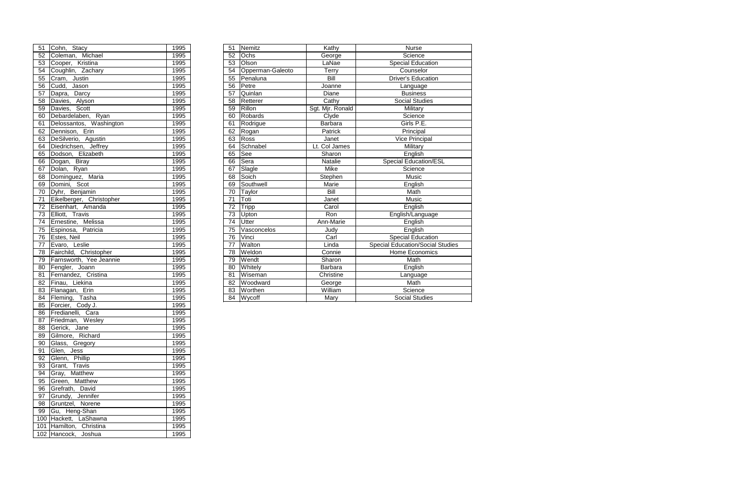| | | |
|---|---|---|
| 51 | Cohn, Stacy | 1995 |
| 52 | Coleman, Michael | 1995 |
| 53 | Cooper, Kristina | 1995 |
| 54 | Coughlin, Zachary | 1995 |
| 55 | Cram, Justin | 1995 |
| 56 | Cudd, Jason | 1995 |
| 57 | Dapra, Darcy | 1995 |
| 58 | Davies, Alyson | 1995 |
| 59 | Davies, Scott | 1995 |
| 60 | Debardelaben, Ryan | 1995 |
| 61 | Delossantos, Washington | 1995 |
| 62 | Dennison, Erin | 1995 |
| 63 | DeSilverio, Agustin | 1995 |
| 64 | Diedrichsen, Jeffrey | 1995 |
| 65 | Dodson, Elizabeth | 1995 |
| 66 | Dogan, Biray | 1995 |
| 67 | Dolan, Ryan | 1995 |
| 68 | Dominguez, Maria | 1995 |
| 69 | Domini, Scot | 1995 |
| 70 | Dyhr, Benjamin | 1995 |
| 71 | Eikelberger, Christopher | 1995 |
| 72 | Eisenhart, Amanda | 1995 |
| 73 | Elliott, Travis | 1995 |
| 74 | Ernestine, Melissa | 1995 |
| 75 | Espinosa, Patricia | 1995 |
| 76 | Estes, Neil | 1995 |
| 77 | Evaro, Leslie | 1995 |
| 78 | Fairchild, Christopher | 1995 |
| 79 | Farnsworth, Yee Jeannie | 1995 |
| 80 | Fengler, Joann | 1995 |
| 81 | Fernandez, Cristina | 1995 |
| 82 | Finau, Liekina | 1995 |
| 83 | Flanagan, Erin | 1995 |
| 84 | Fleming, Tasha | 1995 |
| 85 | Forcier, Cody J. | 1995 |
| 86 | Fredianelli, Cara | 1995 |
| 87 | Friedman, Wesley | 1995 |
| 88 | Gerick, Jane | 1995 |
| 89 | Gilmore, Richard | 1995 |
| 90 | Glass, Gregory | 1995 |
| 91 | Glen, Jess | 1995 |
| 92 | Glenn, Phillip | 1995 |
| 93 | Grant, Travis | 1995 |
| 94 | Gray, Matthew | 1995 |
| 95 | Green, Matthew | 1995 |
| 96 | Grefrath, David | 1995 |
| 97 | Grundy, Jennifer | 1995 |
| 98 | Gruntzel, Norene | 1995 |
| 99 | Gu, Heng-Shan | 1995 |
| 100 | Hackett, LaShawna | 1995 |
| 101 | Hamilton, Christina | 1995 |
| 102 | Hancock, Joshua | 1995 |

| | | | |
|---|---|---|---|
| 51 | Nemitz | Kathy | Nurse |
| 52 | Ochs | George | Science |
| 53 | Olson | LaNae | Special Education |
| 54 | Opperman-Galeoto | Terry | Counselor |
| 55 | Penaluna | Bill | Driver's Education |
| 56 | Petre | Joanne | Language |
| 57 | Quinlan | Diane | Business |
| 58 | Retterer | Cathy | Social Studies |
| 59 | Rillon | Sgt. Mjr. Ronald | Military |
| 60 | Robards | Clyde | Science |
| 61 | Rodrigue | Barbara | Girls P.E. |
| 62 | Rogan | Patrick | Principal |
| 63 | Ross | Janet | Vice Principal |
| 64 | Schnabel | Lt. Col James | Military |
| 65 | See | Sharon | English |
| 66 | Sera | Natalie | Special Education/ESL |
| 67 | Slagle | Mike | Science |
| 68 | Soich | Stephen | Music |
| 69 | Southwell | Marie | English |
| 70 | Taylor | Bill | Math |
| 71 | Toti | Janet | Music |
| 72 | Tripp | Carol | English |
| 73 | Upton | Ron | English/Language |
| 74 | Utter | Ann-Marie | English |
| 75 | Vasconcelos | Judy | English |
| 76 | Vinci | Carl | Special Education |
| 77 | Walton | Linda | Special Education/Social Studies |
| 78 | Weldon | Connie | Home Economics |
| 79 | Wendt | Sharon | Math |
| 80 | Whitely | Barbara | English |
| 81 | Wiseman | Christine | Language |
| 82 | Woodward | George | Math |
| 83 | Worthen | William | Science |
| 84 | Wycoff | Mary | Social Studies |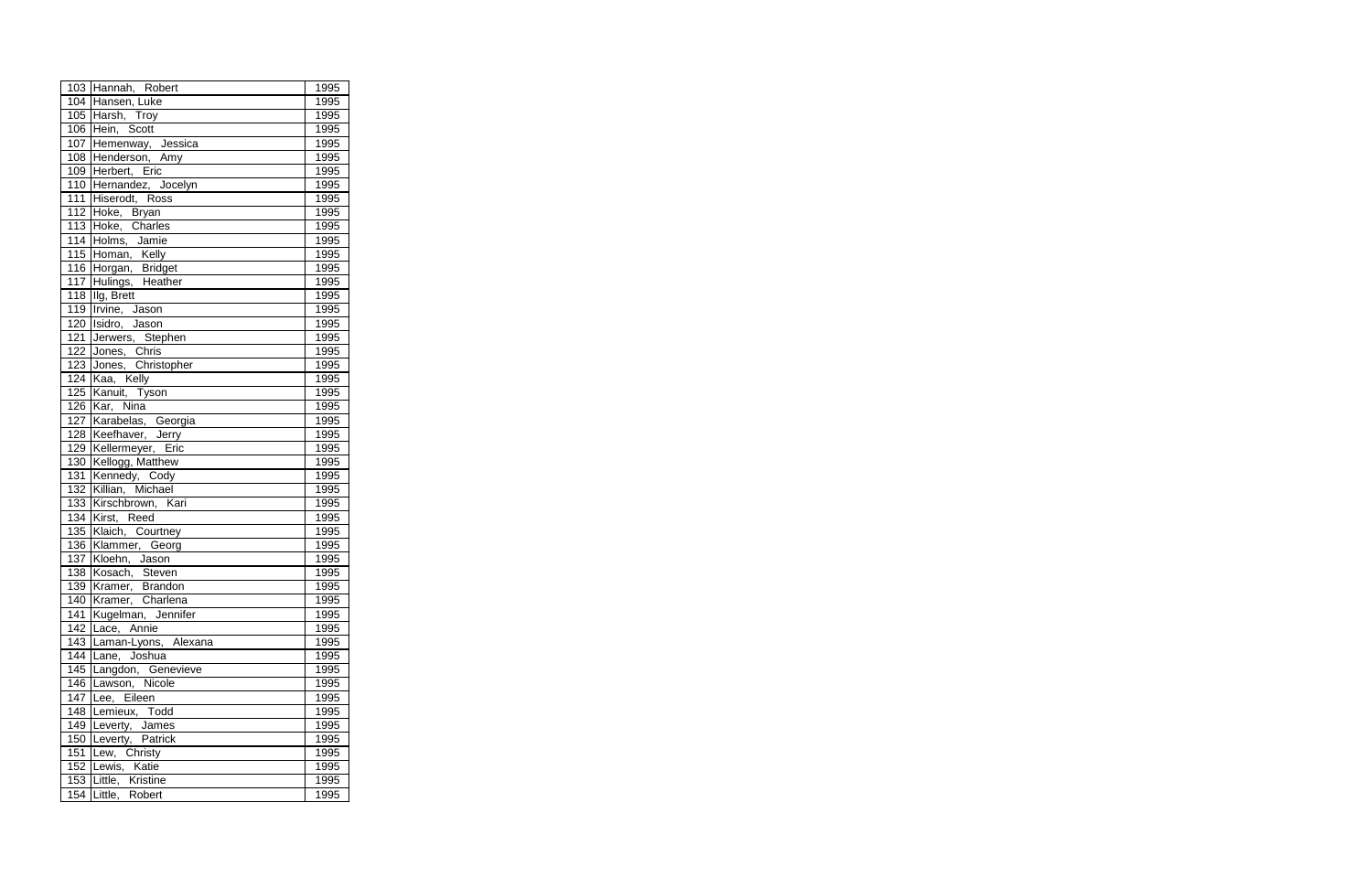| | | |
|---|---|---|
| 103 | Hannah, Robert | 1995 |
| 104 | Hansen, Luke | 1995 |
| 105 | Harsh, Troy | 1995 |
| 106 | Hein, Scott | 1995 |
| 107 | Hemenway, Jessica | 1995 |
| 108 | Henderson, Amy | 1995 |
| 109 | Herbert, Eric | 1995 |
| 110 | Hernandez, Jocelyn | 1995 |
| 111 | Hiserodt, Ross | 1995 |
| 112 | Hoke, Bryan | 1995 |
| 113 | Hoke, Charles | 1995 |
| 114 | Holms, Jamie | 1995 |
| 115 | Homan, Kelly | 1995 |
| 116 | Horgan, Bridget | 1995 |
| 117 | Hulings, Heather | 1995 |
| 118 | Ilg, Brett | 1995 |
| 119 | Irvine, Jason | 1995 |
| 120 | Isidro, Jason | 1995 |
| 121 | Jerwers, Stephen | 1995 |
| 122 | Jones, Chris | 1995 |
| 123 | Jones, Christopher | 1995 |
| 124 | Kaa, Kelly | 1995 |
| 125 | Kanuit, Tyson | 1995 |
| 126 | Kar, Nina | 1995 |
| 127 | Karabelas, Georgia | 1995 |
| 128 | Keefhaver, Jerry | 1995 |
| 129 | Kellermeyer, Eric | 1995 |
| 130 | Kellogg, Matthew | 1995 |
| 131 | Kennedy, Cody | 1995 |
| 132 | Killian, Michael | 1995 |
| 133 | Kirschbrown, Kari | 1995 |
| 134 | Kirst, Reed | 1995 |
| 135 | Klaich, Courtney | 1995 |
| 136 | Klammer, Georg | 1995 |
| 137 | Kloehn, Jason | 1995 |
| 138 | Kosach, Steven | 1995 |
| 139 | Kramer, Brandon | 1995 |
| 140 | Kramer, Charlena | 1995 |
| 141 | Kugelman, Jennifer | 1995 |
| 142 | Lace, Annie | 1995 |
| 143 | Laman-Lyons, Alexana | 1995 |
| 144 | Lane, Joshua | 1995 |
| 145 | Langdon, Genevieve | 1995 |
| 146 | Lawson, Nicole | 1995 |
| 147 | Lee, Eileen | 1995 |
| 148 | Lemieux, Todd | 1995 |
| 149 | Leverty, James | 1995 |
| 150 | Leverty, Patrick | 1995 |
| 151 | Lew, Christy | 1995 |
| 152 | Lewis, Katie | 1995 |
| 153 | Little, Kristine | 1995 |
| 154 | Little, Robert | 1995 |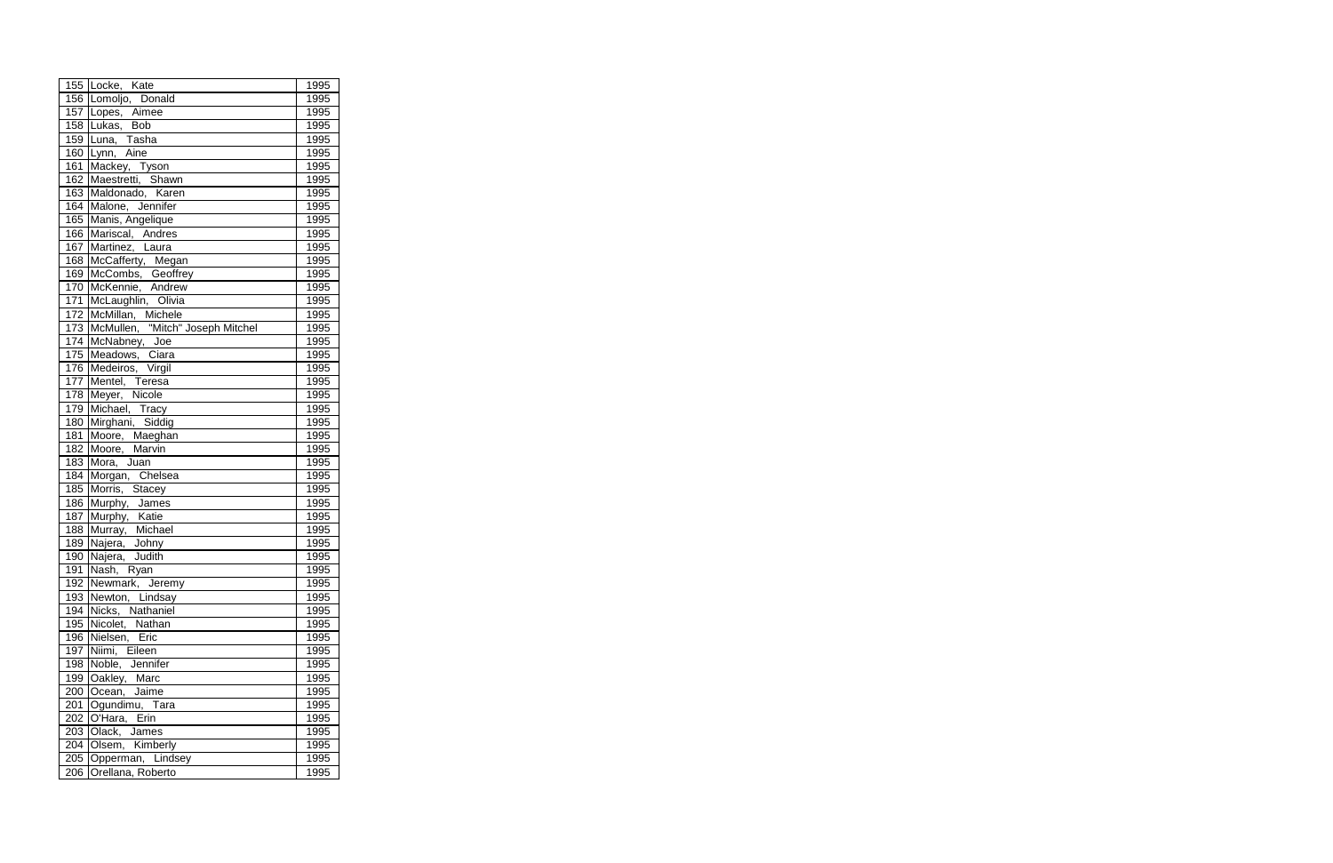| | | |
|---|---|---|
| 155 | Locke, Kate | 1995 |
| 156 | Lomoljo, Donald | 1995 |
| 157 | Lopes, Aimee | 1995 |
| 158 | Lukas, Bob | 1995 |
| 159 | Luna, Tasha | 1995 |
| 160 | Lynn, Aine | 1995 |
| 161 | Mackey, Tyson | 1995 |
| 162 | Maestretti, Shawn | 1995 |
| 163 | Maldonado, Karen | 1995 |
| 164 | Malone, Jennifer | 1995 |
| 165 | Manis, Angelique | 1995 |
| 166 | Mariscal, Andres | 1995 |
| 167 | Martinez, Laura | 1995 |
| 168 | McCafferty, Megan | 1995 |
| 169 | McCombs, Geoffrey | 1995 |
| 170 | McKennie, Andrew | 1995 |
| 171 | McLaughlin, Olivia | 1995 |
| 172 | McMillan, Michele | 1995 |
| 173 | McMullen, "Mitch" Joseph Mitchel | 1995 |
| 174 | McNabney, Joe | 1995 |
| 175 | Meadows, Ciara | 1995 |
| 176 | Medeiros, Virgil | 1995 |
| 177 | Mentel, Teresa | 1995 |
| 178 | Meyer, Nicole | 1995 |
| 179 | Michael, Tracy | 1995 |
| 180 | Mirghani, Siddig | 1995 |
| 181 | Moore, Maeghan | 1995 |
| 182 | Moore, Marvin | 1995 |
| 183 | Mora, Juan | 1995 |
| 184 | Morgan, Chelsea | 1995 |
| 185 | Morris, Stacey | 1995 |
| 186 | Murphy, James | 1995 |
| 187 | Murphy, Katie | 1995 |
| 188 | Murray, Michael | 1995 |
| 189 | Najera, Johny | 1995 |
| 190 | Najera, Judith | 1995 |
| 191 | Nash, Ryan | 1995 |
| 192 | Newmark, Jeremy | 1995 |
| 193 | Newton, Lindsay | 1995 |
| 194 | Nicks, Nathaniel | 1995 |
| 195 | Nicolet, Nathan | 1995 |
| 196 | Nielsen, Eric | 1995 |
| 197 | Niimi, Eileen | 1995 |
| 198 | Noble, Jennifer | 1995 |
| 199 | Oakley, Marc | 1995 |
| 200 | Ocean, Jaime | 1995 |
| 201 | Ogundimu, Tara | 1995 |
| 202 | O'Hara, Erin | 1995 |
| 203 | Olack, James | 1995 |
| 204 | Olsem, Kimberly | 1995 |
| 205 | Opperman, Lindsey | 1995 |
| 206 | Orellana, Roberto | 1995 |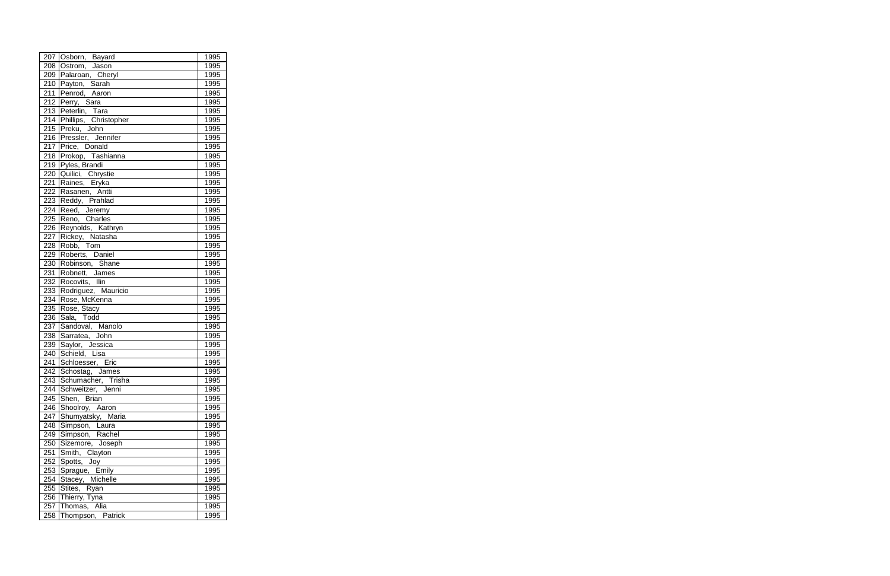| | | |
|---|---|---|
| 207 | Osborn, Bayard | 1995 |
| 208 | Ostrom, Jason | 1995 |
| 209 | Palaroan, Cheryl | 1995 |
| 210 | Payton, Sarah | 1995 |
| 211 | Penrod, Aaron | 1995 |
| 212 | Perry, Sara | 1995 |
| 213 | Peterlin, Tara | 1995 |
| 214 | Phillips, Christopher | 1995 |
| 215 | Preku, John | 1995 |
| 216 | Pressler, Jennifer | 1995 |
| 217 | Price, Donald | 1995 |
| 218 | Prokop, Tashianna | 1995 |
| 219 | Pyles, Brandi | 1995 |
| 220 | Quilici, Chrystie | 1995 |
| 221 | Raines, Eryka | 1995 |
| 222 | Rasanen, Antti | 1995 |
| 223 | Reddy, Prahlad | 1995 |
| 224 | Reed, Jeremy | 1995 |
| 225 | Reno, Charles | 1995 |
| 226 | Reynolds, Kathryn | 1995 |
| 227 | Rickey, Natasha | 1995 |
| 228 | Robb, Tom | 1995 |
| 229 | Roberts, Daniel | 1995 |
| 230 | Robinson, Shane | 1995 |
| 231 | Robnett, James | 1995 |
| 232 | Rocovits, Ilin | 1995 |
| 233 | Rodriguez, Mauricio | 1995 |
| 234 | Rose, McKenna | 1995 |
| 235 | Rose, Stacy | 1995 |
| 236 | Sala, Todd | 1995 |
| 237 | Sandoval, Manolo | 1995 |
| 238 | Sarratea, John | 1995 |
| 239 | Saylor, Jessica | 1995 |
| 240 | Schield, Lisa | 1995 |
| 241 | Schloesser, Eric | 1995 |
| 242 | Schostag, James | 1995 |
| 243 | Schumacher, Trisha | 1995 |
| 244 | Schweitzer, Jenni | 1995 |
| 245 | Shen, Brian | 1995 |
| 246 | Shoolroy, Aaron | 1995 |
| 247 | Shumyatsky, Maria | 1995 |
| 248 | Simpson, Laura | 1995 |
| 249 | Simpson, Rachel | 1995 |
| 250 | Sizemore, Joseph | 1995 |
| 251 | Smith, Clayton | 1995 |
| 252 | Spotts, Joy | 1995 |
| 253 | Sprague, Emily | 1995 |
| 254 | Stacey, Michelle | 1995 |
| 255 | Stites, Ryan | 1995 |
| 256 | Thierry, Tyna | 1995 |
| 257 | Thomas, Alia | 1995 |
| 258 | Thompson, Patrick | 1995 |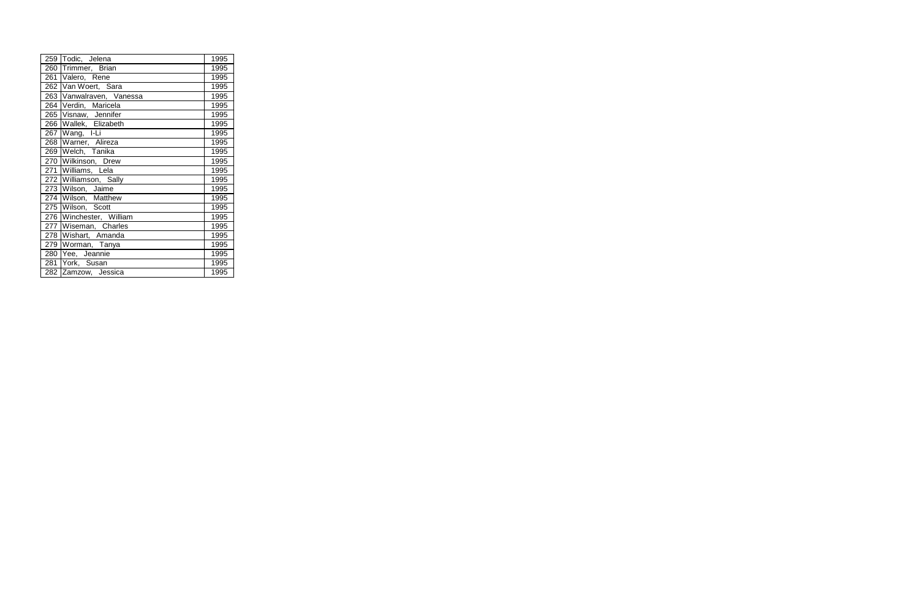| | | |
|---|---|---|
| 259 | Todic, Jelena | 1995 |
| 260 | Trimmer, Brian | 1995 |
| 261 | Valero, Rene | 1995 |
| 262 | Van Woert, Sara | 1995 |
| 263 | Vanwalraven, Vanessa | 1995 |
| 264 | Verdin, Maricela | 1995 |
| 265 | Visnaw, Jennifer | 1995 |
| 266 | Wallek, Elizabeth | 1995 |
| 267 | Wang, I-Li | 1995 |
| 268 | Warner, Alireza | 1995 |
| 269 | Welch, Tanika | 1995 |
| 270 | Wilkinson, Drew | 1995 |
| 271 | Williams, Lela | 1995 |
| 272 | Williamson, Sally | 1995 |
| 273 | Wilson, Jaime | 1995 |
| 274 | Wilson, Matthew | 1995 |
| 275 | Wilson, Scott | 1995 |
| 276 | Winchester, William | 1995 |
| 277 | Wiseman, Charles | 1995 |
| 278 | Wishart, Amanda | 1995 |
| 279 | Worman, Tanya | 1995 |
| 280 | Yee, Jeannie | 1995 |
| 281 | York, Susan | 1995 |
| 282 | Zamzow, Jessica | 1995 |